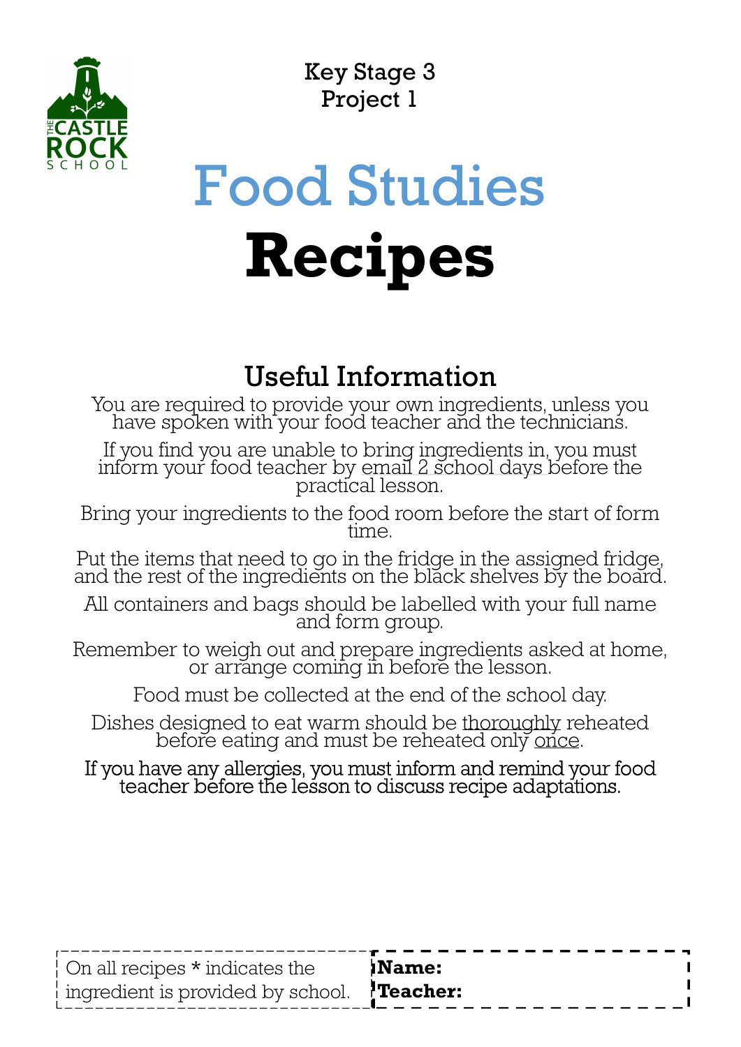Key Stage 3
Project 1

# Food Studies

# Recipes

## Useful Information

You are required to provide your own ingredients, unless you have spoken with your food teacher and the technicians.

If you find you are unable to bring ingredients in, you must inform your food teacher by email 2 school days before the practical lesson.

Bring your ingredients to the food room before the start of form time.

Put the items that need to go in the fridge in the assigned fridge, and the rest of the ingredients on the black shelves by the board.

All containers and bags should be labelled with your full name and form group.

Remember to weigh out and prepare ingredients asked at home, or arrange coming in before the lesson.

Food must be collected at the end of the school day.

Dishes designed to eat warm should be thoroughly reheated before eating and must be reheated only once.

If you have any allergies, you must inform and remind your food teacher before the lesson to discuss recipe adaptations.

On all recipes * indicates the ingredient is provided by school.

**Name:**
**Teacher:**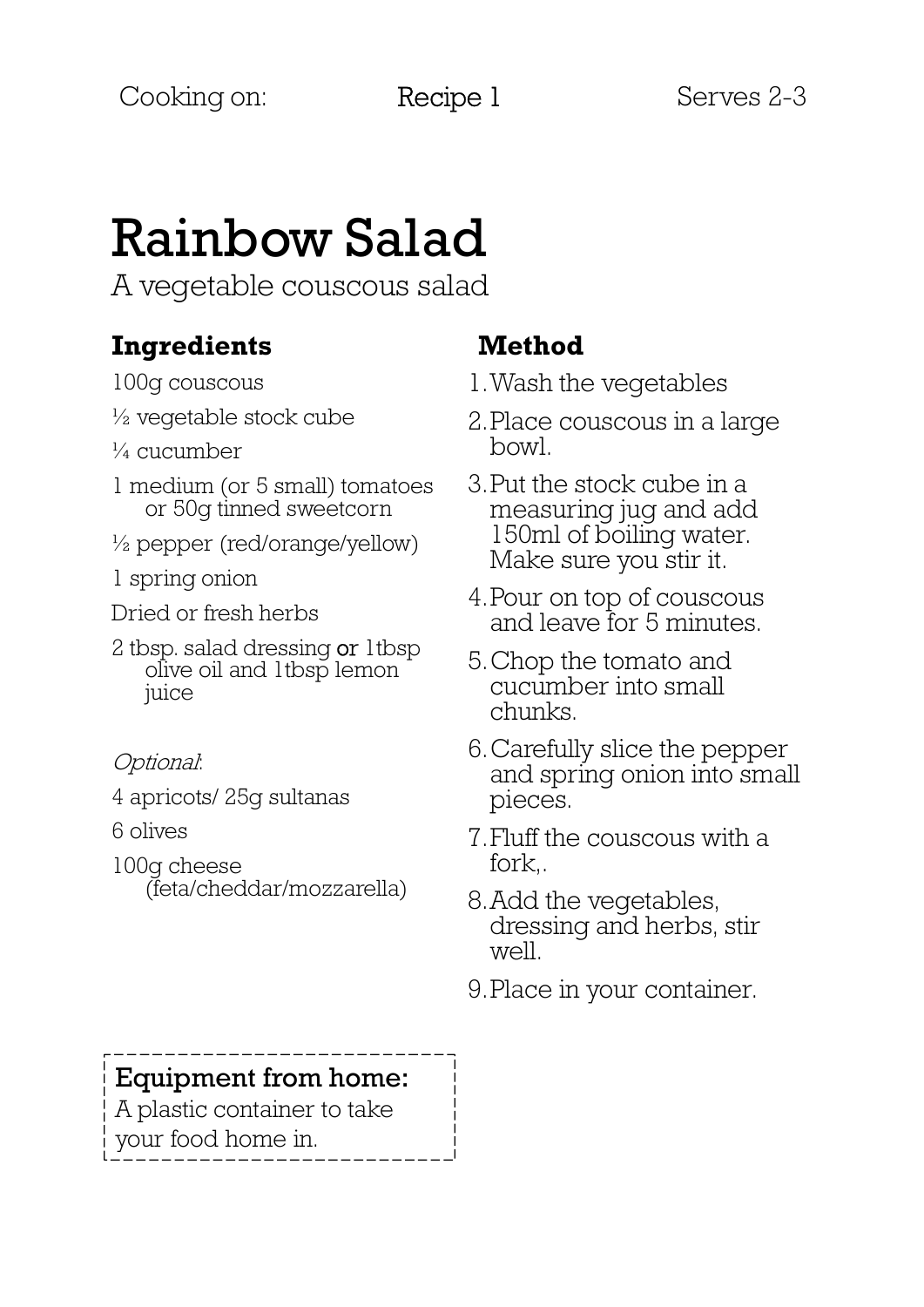Cooking on: Recipe 1 Serves 2-3

# Rainbow Salad

A vegetable couscous salad

## Ingredients

100g couscous

½ vegetable stock cube

¼ cucumber

1 medium (or 5 small) tomatoes or 50g tinned sweetcorn

½ pepper (red/orange/yellow)

1 spring onion

Dried or fresh herbs

2 tbsp. salad dressing **or** 1tbsp olive oil and 1tbsp lemon juice

*Optional*:

4 apricots/ 25g sultanas

6 olives

100g cheese (feta/cheddar/mozzarella)

## Method

1. Wash the vegetables
2. Place couscous in a large bowl.
3. Put the stock cube in a measuring jug and add 150ml of boiling water. Make sure you stir it.
4. Pour on top of couscous and leave for 5 minutes.
5. Chop the tomato and cucumber into small chunks.
6. Carefully slice the pepper and spring onion into small pieces.
7. Fluff the couscous with a fork,.
8. Add the vegetables, dressing and herbs, stir well.
9. Place in your container.

**Equipment from home:**
A plastic container to take your food home in.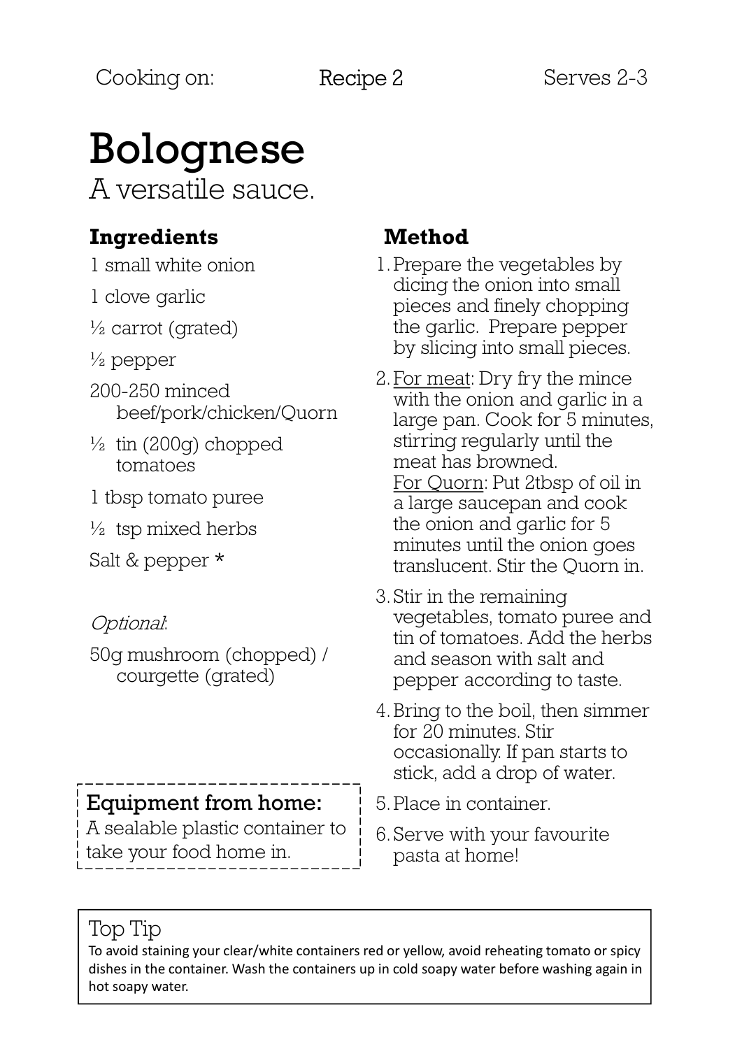Cooking on: Recipe 2 Serves 2-3

# Bolognese

A versatile sauce.

## Ingredients

1 small white onion

1 clove garlic

½ carrot (grated)

½ pepper

200-250 minced beef/pork/chicken/Quorn

½ tin (200g) chopped tomatoes

1 tbsp tomato puree

½ tsp mixed herbs

Salt & pepper *

*Optional*:

50g mushroom (chopped) / courgette (grated)

## Method

1. Prepare the vegetables by dicing the onion into small pieces and finely chopping the garlic. Prepare pepper by slicing into small pieces.
2. For meat: Dry fry the mince with the onion and garlic in a large pan. Cook for 5 minutes, stirring regularly until the meat has browned.
   For Quorn: Put 2tbsp of oil in a large saucepan and cook the onion and garlic for 5 minutes until the onion goes translucent. Stir the Quorn in.
3. Stir in the remaining vegetables, tomato puree and tin of tomatoes. Add the herbs and season with salt and pepper according to taste.
4. Bring to the boil, then simmer for 20 minutes. Stir occasionally. If pan starts to stick, add a drop of water.
5. Place in container.
6. Serve with your favourite pasta at home!

**Equipment from home:**
A sealable plastic container to take your food home in.

**Top Tip**

To avoid staining your clear/white containers red or yellow, avoid reheating tomato or spicy dishes in the container. Wash the containers up in cold soapy water before washing again in hot soapy water.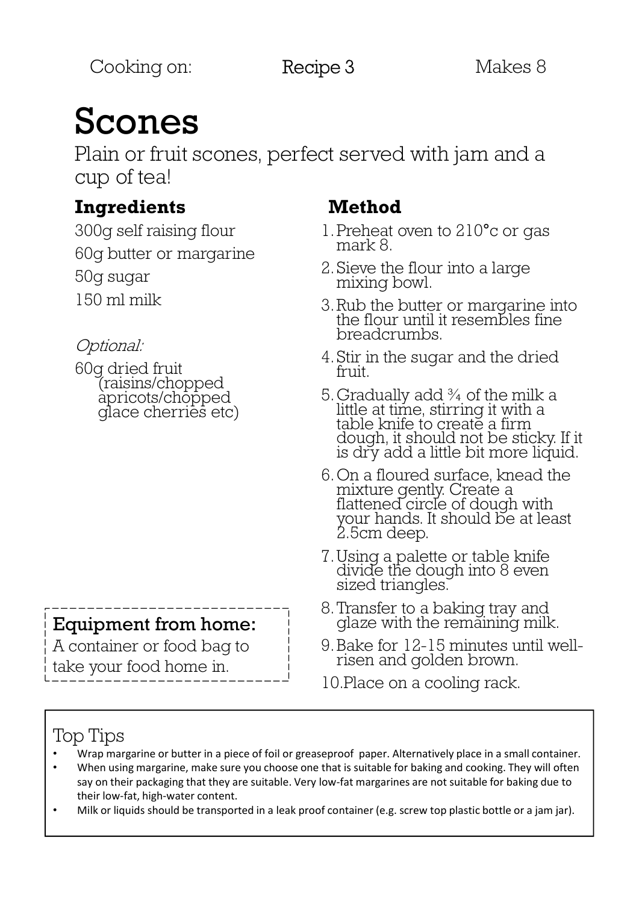Cooking on: Recipe 3 Makes 8

# Scones

Plain or fruit scones, perfect served with jam and a cup of tea!

## Ingredients

300g self raising flour

60g butter or margarine

50g sugar

150 ml milk

*Optional:*

60g dried fruit (raisins/chopped apricots/chopped glace cherries etc)

## Method

1. Preheat oven to 210°c or gas mark 8.
2. Sieve the flour into a large mixing bowl.
3. Rub the butter or margarine into the flour until it resembles fine breadcrumbs.
4. Stir in the sugar and the dried fruit.
5. Gradually add ¾ of the milk a little at time, stirring it with a table knife to create a firm dough, it should not be sticky. If it is dry add a little bit more liquid.
6. On a floured surface, knead the mixture gently. Create a flattened circle of dough with your hands. It should be at least 2.5cm deep.
7. Using a palette or table knife divide the dough into 8 even sized triangles.
8. Transfer to a baking tray and glaze with the remaining milk.
9. Bake for 12-15 minutes until well-risen and golden brown.
10. Place on a cooling rack.

## Equipment from home:

A container or food bag to take your food home in.

## Top Tips

- Wrap margarine or butter in a piece of foil or greaseproof paper. Alternatively place in a small container.
- When using margarine, make sure you choose one that is suitable for baking and cooking. They will often say on their packaging that they are suitable. Very low-fat margarines are not suitable for baking due to their low-fat, high-water content.
- Milk or liquids should be transported in a leak proof container (e.g. screw top plastic bottle or a jam jar).